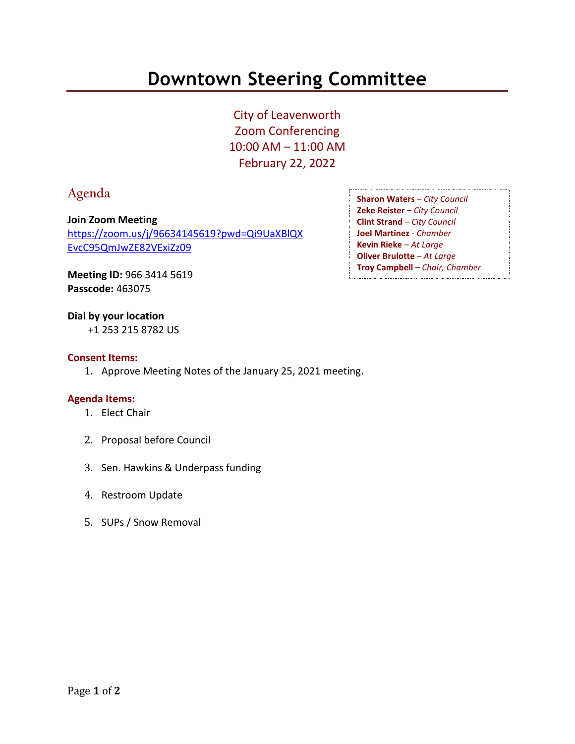# Downtown Steering Committee

City of Leavenworth
Zoom Conferencing
10:00 AM – 11:00 AM
February 22, 2022

## Agenda

**Sharon Waters** – *City Council*
**Zeke Reister** – *City Council*
**Clint Strand** – *City Council*
**Joel Martinez** - *Chamber*
**Kevin Rieke** – *At Large*
**Oliver Brulotte** – *At Large*
**Troy Campbell** – *Chair, Chamber*

**Join Zoom Meeting**
https://zoom.us/j/96634145619?pwd=Qi9UaXBlQXEvcC95QmJwZE82VExiZz09

**Meeting ID:** 966 3414 5619
**Passcode:** 463075

**Dial by your location**
+1 253 215 8782 US

**Consent Items:**

1. Approve Meeting Notes of the January 25, 2021 meeting.

**Agenda Items:**

1. Elect Chair
2. Proposal before Council
3. Sen. Hawkins & Underpass funding
4. Restroom Update
5. SUPs / Snow Removal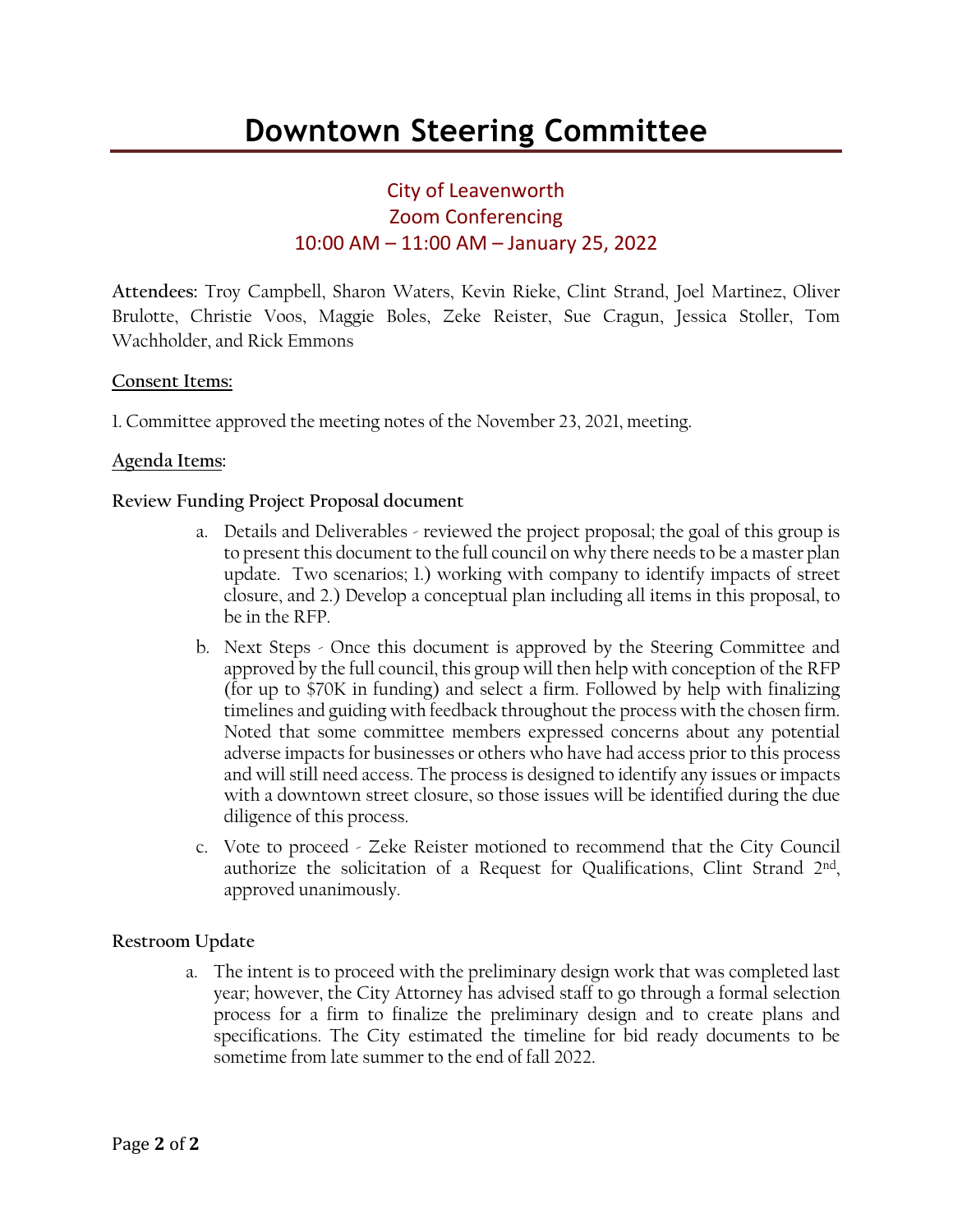# Downtown Steering Committee

City of Leavenworth
Zoom Conferencing
10:00 AM – 11:00 AM – January 25, 2022

**Attendees:** Troy Campbell, Sharon Waters, Kevin Rieke, Clint Strand, Joel Martinez, Oliver Brulotte, Christie Voos, Maggie Boles, Zeke Reister, Sue Cragun, Jessica Stoller, Tom Wachholder, and Rick Emmons

**Consent Items:**

1. Committee approved the meeting notes of the November 23, 2021, meeting.

**Agenda Items:**

**Review Funding Project Proposal document**

a. Details and Deliverables - reviewed the project proposal; the goal of this group is to present this document to the full council on why there needs to be a master plan update. Two scenarios; 1.) working with company to identify impacts of street closure, and 2.) Develop a conceptual plan including all items in this proposal, to be in the RFP.

b. Next Steps - Once this document is approved by the Steering Committee and approved by the full council, this group will then help with conception of the RFP (for up to $70K in funding) and select a firm. Followed by help with finalizing timelines and guiding with feedback throughout the process with the chosen firm. Noted that some committee members expressed concerns about any potential adverse impacts for businesses or others who have had access prior to this process and will still need access. The process is designed to identify any issues or impacts with a downtown street closure, so those issues will be identified during the due diligence of this process.

c. Vote to proceed - Zeke Reister motioned to recommend that the City Council authorize the solicitation of a Request for Qualifications, Clint Strand 2nd, approved unanimously.

**Restroom Update**

a. The intent is to proceed with the preliminary design work that was completed last year; however, the City Attorney has advised staff to go through a formal selection process for a firm to finalize the preliminary design and to create plans and specifications. The City estimated the timeline for bid ready documents to be sometime from late summer to the end of fall 2022.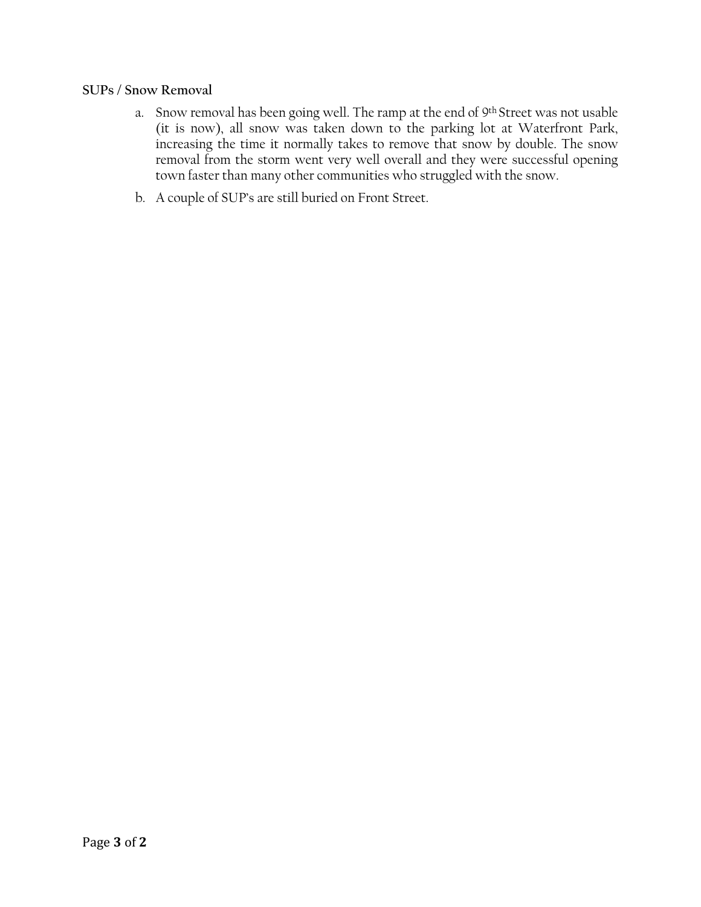**SUPs / Snow Removal**

a. Snow removal has been going well. The ramp at the end of 9th Street was not usable (it is now), all snow was taken down to the parking lot at Waterfront Park, increasing the time it normally takes to remove that snow by double. The snow removal from the storm went very well overall and they were successful opening town faster than many other communities who struggled with the snow.

b. A couple of SUP's are still buried on Front Street.